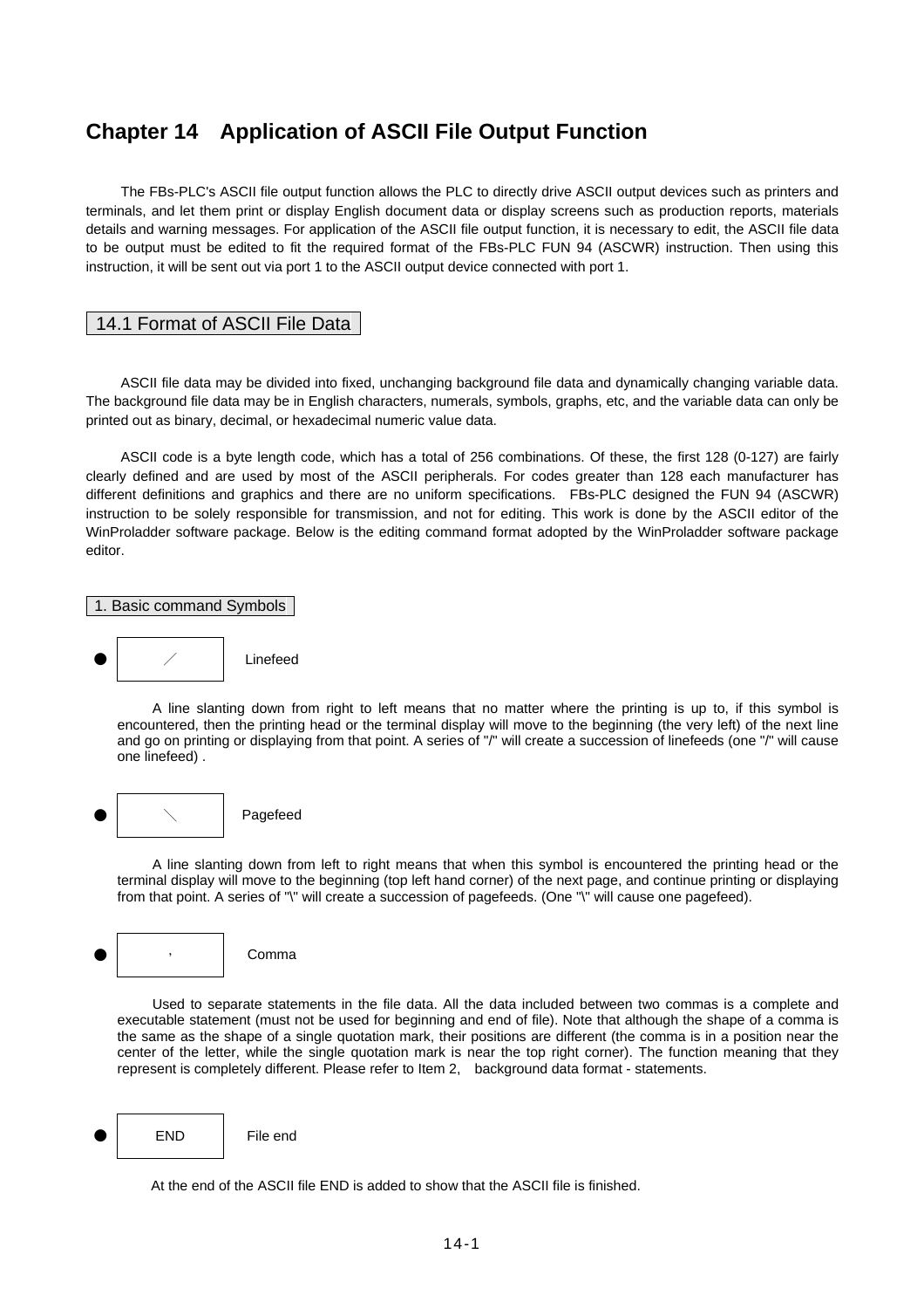# Chapter 14　Application of ASCII File Output Function

The FBs-PLC's ASCII file output function allows the PLC to directly drive ASCII output devices such as printers and terminals, and let them print or display English document data or display screens such as production reports, materials details and warning messages. For application of the ASCII file output function, it is necessary to edit, the ASCII file data to be output must be edited to fit the required format of the FBs-PLC FUN 94 (ASCWR) instruction. Then using this instruction, it will be sent out via port 1 to the ASCII output device connected with port 1.

## 14.1 Format of ASCII File Data

ASCII file data may be divided into fixed, unchanging background file data and dynamically changing variable data. The background file data may be in English characters, numerals, symbols, graphs, etc, and the variable data can only be printed out as binary, decimal, or hexadecimal numeric value data.

ASCII code is a byte length code, which has a total of 256 combinations. Of these, the first 128 (0-127) are fairly clearly defined and are used by most of the ASCII peripherals. For codes greater than 128 each manufacturer has different definitions and graphics and there are no uniform specifications.　FBs-PLC designed the FUN 94 (ASCWR) instruction to be solely responsible for transmission, and not for editing. This work is done by the ASCII editor of the WinProladder software package. Below is the editing command format adopted by the WinProladder software package editor.

### 1. Basic command Symbols

- **／**　Linefeed

A line slanting down from right to left means that no matter where the printing is up to, if this symbol is encountered, then the printing head or the terminal display will move to the beginning (the very left) of the next line and go on printing or displaying from that point. A series of "/" will create a succession of linefeeds (one "/" will cause one linefeed) .

- **＼**　Pagefeed

A line slanting down from left to right means that when this symbol is encountered the printing head or the terminal display will move to the beginning (top left hand corner) of the next page, and continue printing or displaying from that point. A series of "\" will create a succession of pagefeeds. (One "\" will cause one pagefeed).

- **,**　Comma

Used to separate statements in the file data. All the data included between two commas is a complete and executable statement (must not be used for beginning and end of file). Note that although the shape of a comma is the same as the shape of a single quotation mark, their positions are different (the comma is in a position near the center of the letter, while the single quotation mark is near the top right corner). The function meaning that they represent is completely different. Please refer to Item 2,　background data format - statements.

- **END**　File end

At the end of the ASCII file END is added to show that the ASCII file is finished.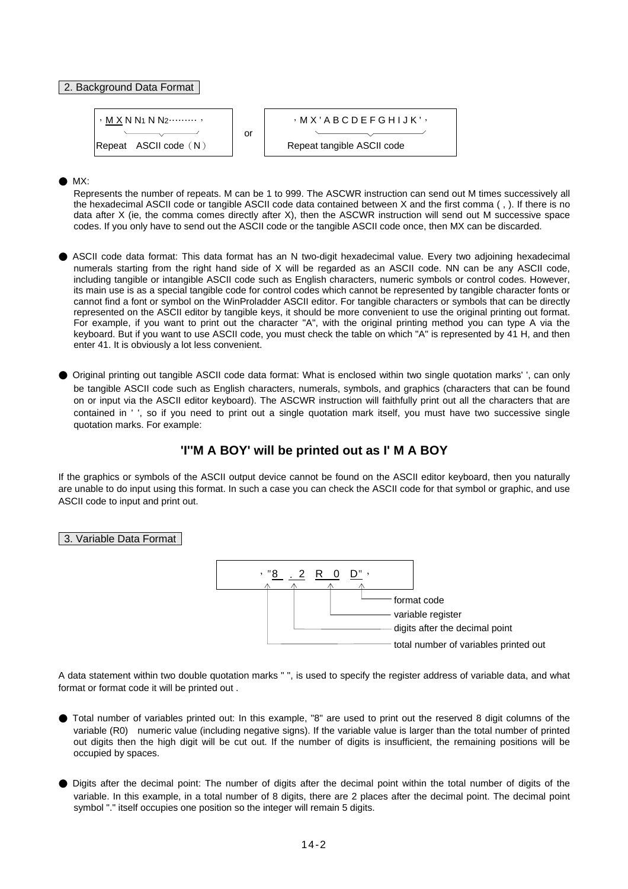## 2. Background Data Format

```
，M X N N1 N N2……… ，                    ，M X ' A B C D E F G H I J K ' ，
Repeat   ASCII code（N）         or          Repeat tangible ASCII code
```

● MX:

Represents the number of repeats. M can be 1 to 999. The ASCWR instruction can send out M times successively all the hexadecimal ASCII code or tangible ASCII code data contained between X and the first comma ( , ). If there is no data after X (ie, the comma comes directly after X), then the ASCWR instruction will send out M successive space codes. If you only have to send out the ASCII code or the tangible ASCII code once, then MX can be discarded.

● ASCII code data format: This data format has an N two-digit hexadecimal value. Every two adjoining hexadecimal numerals starting from the right hand side of X will be regarded as an ASCII code. NN can be any ASCII code, including tangible or intangible ASCII code such as English characters, numeric symbols or control codes. However, its main use is as a special tangible code for control codes which cannot be represented by tangible character fonts or cannot find a font or symbol on the WinProladder ASCII editor. For tangible characters or symbols that can be directly represented on the ASCII editor by tangible keys, it should be more convenient to use the original printing out format. For example, if you want to print out the character "A", with the original printing method you can type A via the keyboard. But if you want to use ASCII code, you must check the table on which "A" is represented by 41 H, and then enter 41. It is obviously a lot less convenient.

● Original printing out tangible ASCII code data format: What is enclosed within two single quotation marks' ', can only be tangible ASCII code such as English characters, numerals, symbols, and graphics (characters that can be found on or input via the ASCII editor keyboard). The ASCWR instruction will faithfully print out all the characters that are contained in ' ', so if you need to print out a single quotation mark itself, you must have two successive single quotation marks. For example:

**'I''M A BOY' will be printed out as I' M A BOY**

If the graphics or symbols of the ASCII output device cannot be found on the ASCII editor keyboard, then you naturally are unable to do input using this format. In such a case you can check the ASCII code for that symbol or graphic, and use ASCII code to input and print out.

## 3. Variable Data Format

```
，"8  . 2  R  0  D" ，
  ↑   ↑    ↑     ↑
  |   |    |     └── format code
  |   |    └──────── variable register
  |   └───────────── digits after the decimal point
  └───────────────── total number of variables printed out
```

A data statement within two double quotation marks " ", is used to specify the register address of variable data, and what format or format code it will be printed out .

● Total number of variables printed out: In this example, "8" are used to print out the reserved 8 digit columns of the variable (R0) numeric value (including negative signs). If the variable value is larger than the total number of printed out digits then the high digit will be cut out. If the number of digits is insufficient, the remaining positions will be occupied by spaces.

● Digits after the decimal point: The number of digits after the decimal point within the total number of digits of the variable. In this example, in a total number of 8 digits, there are 2 places after the decimal point. The decimal point symbol "." itself occupies one position so the integer will remain 5 digits.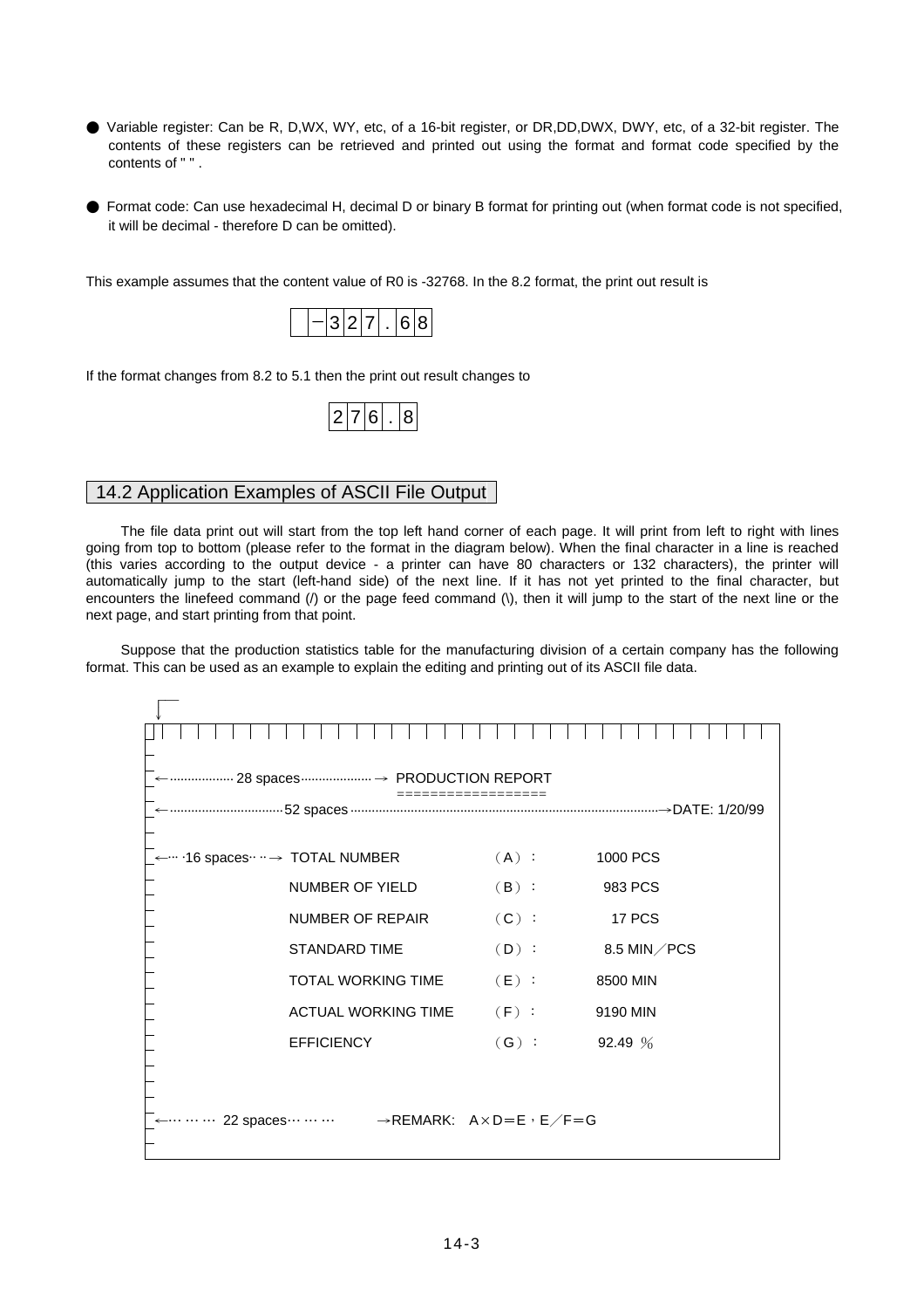● Variable register: Can be R, D,WX, WY, etc, of a 16-bit register, or DR,DD,DWX, DWY, etc, of a 32-bit register. The contents of these registers can be retrieved and printed out using the format and format code specified by the contents of " " .

● Format code: Can use hexadecimal H, decimal D or binary B format for printing out (when format code is not specified, it will be decimal - therefore D can be omitted).

This example assumes that the content value of R0 is -32768. In the 8.2 format, the print out result is

| | − | 3 | 2 | 7 | . | 6 | 8 |
|---|---|---|---|---|---|---|---|

If the format changes from 8.2 to 5.1 then the print out result changes to

| 2 | 7 | 6 | . | 8 |
|---|---|---|---|---|

## 14.2 Application Examples of ASCII File Output

The file data print out will start from the top left hand corner of each page. It will print from left to right with lines going from top to bottom (please refer to the format in the diagram below). When the final character in a line is reached (this varies according to the output device - a printer can have 80 characters or 132 characters), the printer will automatically jump to the start (left-hand side) of the next line. If it has not yet printed to the final character, but encounters the linefeed command (/) or the page feed command (\), then it will jump to the start of the next line or the next page, and start printing from that point.

Suppose that the production statistics table for the manufacturing division of a certain company has the following format. This can be used as an example to explain the editing and printing out of its ASCII file data.

```
←.................. 28 spaces.................... → PRODUCTION REPORT
                                                   =================
←................................52 spaces..............................................→DATE: 1/20/99

←··· ·16 spaces·· ··→ TOTAL NUMBER          (A) :     1000 PCS
                      NUMBER OF YIELD       (B) :      983 PCS
                      NUMBER OF REPAIR      (C) :       17 PCS
                      STANDARD TIME         (D) :      8.5 MIN/PCS
                      TOTAL WORKING TIME    (E) :     8500 MIN
                      ACTUAL WORKING TIME   (F) :     9190 MIN
                      EFFICIENCY            (G) :     92.49 %



←··· ··· ··· 22 spaces··· ··· ···     →REMARK:  A×D=E，E/F=G
```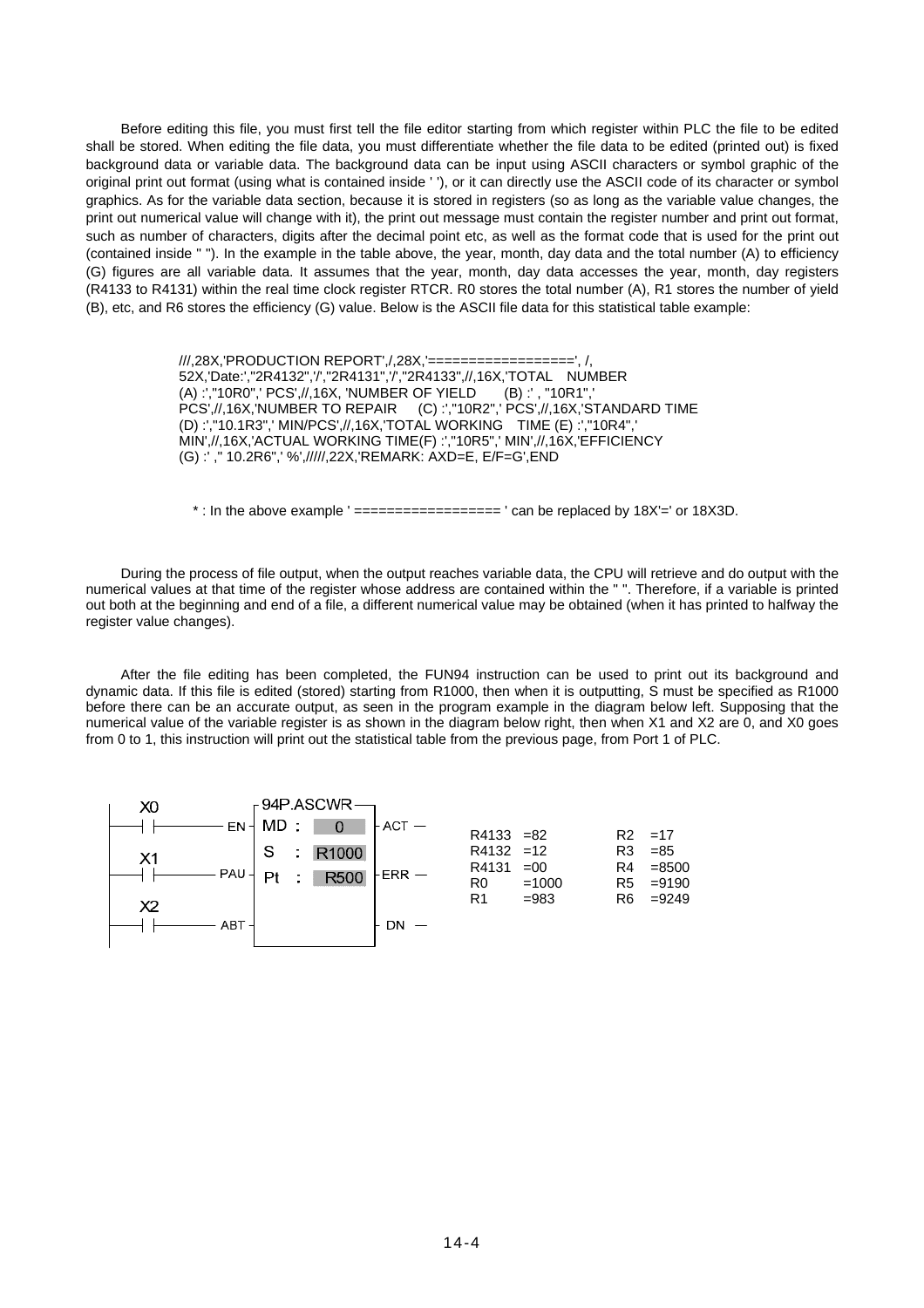Before editing this file, you must first tell the file editor starting from which register within PLC the file to be edited shall be stored. When editing the file data, you must differentiate whether the file data to be edited (printed out) is fixed background data or variable data. The background data can be input using ASCII characters or symbol graphic of the original print out format (using what is contained inside ' '), or it can directly use the ASCII code of its character or symbol graphics. As for the variable data section, because it is stored in registers (so as long as the variable value changes, the print out numerical value will change with it), the print out message must contain the register number and print out format, such as number of characters, digits after the decimal point etc, as well as the format code that is used for the print out (contained inside " "). In the example in the table above, the year, month, day data and the total number (A) to efficiency (G) figures are all variable data. It assumes that the year, month, day data accesses the year, month, day registers (R4133 to R4131) within the real time clock register RTCR. R0 stores the total number (A), R1 stores the number of yield (B), etc, and R6 stores the efficiency (G) value. Below is the ASCII file data for this statistical table example:

```
///,28X,'PRODUCTION REPORT',/,28X,'=================', /,
52X,'Date:',"2R4132",'/',"2R4131",'/',"2R4133",//,16X,'TOTAL   NUMBER
(A) :',"10R0",' PCS',//,16X, 'NUMBER OF YIELD      (B) :' , "10R1",'
PCS',//,16X,'NUMBER TO REPAIR     (C) :',"10R2",' PCS',//,16X,'STANDARD TIME
(D) :',"10.1R3",' MIN/PCS',//,16X,'TOTAL WORKING   TIME (E) :',"10R4",'
MIN',//,16X,'ACTUAL WORKING TIME(F) :',"10R5",' MIN',//,16X,'EFFICIENCY
(G) :' ," 10.2R6",' %',/////,22X,'REMARK: AXD=E, E/F=G',END
```

* : In the above example ' ================= ' can be replaced by 18X'=' or 18X3D.

During the process of file output, when the output reaches variable data, the CPU will retrieve and do output with the numerical values at that time of the register whose address are contained within the " ". Therefore, if a variable is printed out both at the beginning and end of a file, a different numerical value may be obtained (when it has printed to halfway the register value changes).

After the file editing has been completed, the FUN94 instruction can be used to print out its background and dynamic data. If this file is edited (stored) starting from R1000, then when it is outputting, S must be specified as R1000 before there can be an accurate output, as seen in the program example in the diagram below left. Supposing that the numerical value of the variable register is as shown in the diagram below right, then when X1 and X2 are 0, and X0 goes from 0 to 1, this instruction will print out the statistical table from the previous page, from Port 1 of PLC.

```
X0                94P.ASCWR
--| |-------- EN - MD :   0     - ACT -
X1                S  : R1000
--| |-------- PAU - Pt :  R500  - ERR -
X2
--| |-------- ABT -             - DN  -
```

| | | | |
|---|---|---|---|
| R4133 | =82 | R2 | =17 |
| R4132 | =12 | R3 | =85 |
| R4131 | =00 | R4 | =8500 |
| R0 | =1000 | R5 | =9190 |
| R1 | =983 | R6 | =9249 |